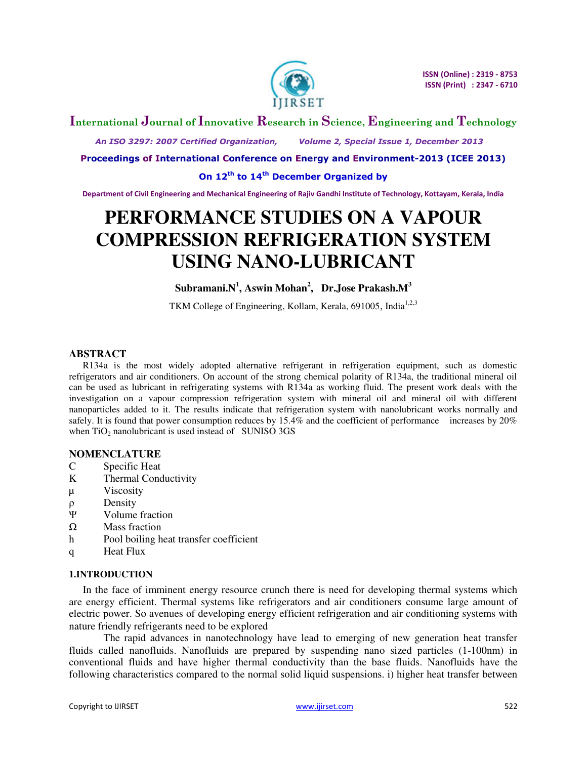# PERFORMANCE STUDIES ON A VAPOUR COMPRESSION REFRIGERATION SYSTEM USING NANO-LUBRICANT

**Subramani.N[1], Aswin Mohan[2], Dr.Jose Prakash.M[3]**

TKM College of Engineering, Kollam, Kerala, 691005, India[1,2,3]

## ABSTRACT

R134a is the most widely adopted alternative refrigerant in refrigeration equipment, such as domestic refrigerators and air conditioners. On account of the strong chemical polarity of R134a, the traditional mineral oil can be used as lubricant in refrigerating systems with R134a as working fluid. The present work deals with the investigation on a vapour compression refrigeration system with mineral oil and mineral oil with different nanoparticles added to it. The results indicate that refrigeration system with nanolubricant works normally and safely. It is found that power consumption reduces by 15.4% and the coefficient of performance increases by 20% when $TiO_2$ nanolubricant is used instead of SUNISO 3GS

## NOMENCLATURE

| | |
|---|---|
| C | Specific Heat |
| K | Thermal Conductivity |
| μ | Viscosity |
| ρ | Density |
| Ψ | Volume fraction |
| Ω | Mass fraction |
| h | Pool boiling heat transfer coefficient |
| q | Heat Flux |

## 1.INTRODUCTION

In the face of imminent energy resource crunch there is need for developing thermal systems which are energy efficient. Thermal systems like refrigerators and air conditioners consume large amount of electric power. So avenues of developing energy efficient refrigeration and air conditioning systems with nature friendly refrigerants need to be explored

The rapid advances in nanotechnology have lead to emerging of new generation heat transfer fluids called nanofluids. Nanofluids are prepared by suspending nano sized particles (1-100nm) in conventional fluids and have higher thermal conductivity than the base fluids. Nanofluids have the following characteristics compared to the normal solid liquid suspensions. i) higher heat transfer between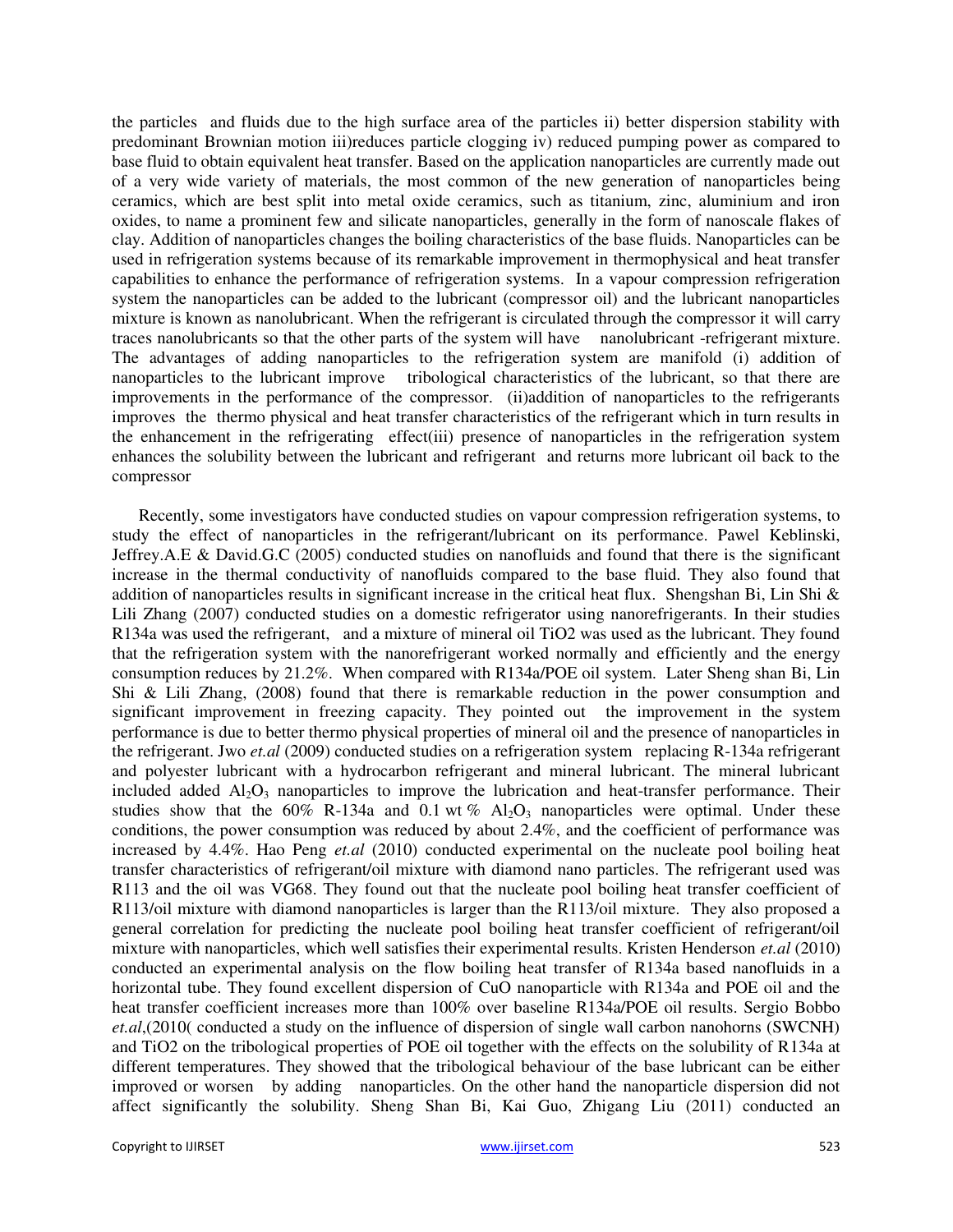the particles and fluids due to the high surface area of the particles ii) better dispersion stability with predominant Brownian motion iii)reduces particle clogging iv) reduced pumping power as compared to base fluid to obtain equivalent heat transfer. Based on the application nanoparticles are currently made out of a very wide variety of materials, the most common of the new generation of nanoparticles being ceramics, which are best split into metal oxide ceramics, such as titanium, zinc, aluminium and iron oxides, to name a prominent few and silicate nanoparticles, generally in the form of nanoscale flakes of clay. Addition of nanoparticles changes the boiling characteristics of the base fluids. Nanoparticles can be used in refrigeration systems because of its remarkable improvement in thermophysical and heat transfer capabilities to enhance the performance of refrigeration systems. In a vapour compression refrigeration system the nanoparticles can be added to the lubricant (compressor oil) and the lubricant nanoparticles mixture is known as nanolubricant. When the refrigerant is circulated through the compressor it will carry traces nanolubricants so that the other parts of the system will have nanolubricant -refrigerant mixture. The advantages of adding nanoparticles to the refrigeration system are manifold (i) addition of nanoparticles to the lubricant improve tribological characteristics of the lubricant, so that there are improvements in the performance of the compressor. (ii)addition of nanoparticles to the refrigerants improves the thermo physical and heat transfer characteristics of the refrigerant which in turn results in the enhancement in the refrigerating effect(iii) presence of nanoparticles in the refrigeration system enhances the solubility between the lubricant and refrigerant and returns more lubricant oil back to the compressor

Recently, some investigators have conducted studies on vapour compression refrigeration systems, to study the effect of nanoparticles in the refrigerant/lubricant on its performance. Pawel Keblinski, Jeffrey.A.E & David.G.C (2005) conducted studies on nanofluids and found that there is the significant increase in the thermal conductivity of nanofluids compared to the base fluid. They also found that addition of nanoparticles results in significant increase in the critical heat flux. Shengshan Bi, Lin Shi & Lili Zhang (2007) conducted studies on a domestic refrigerator using nanorefrigerants. In their studies R134a was used the refrigerant, and a mixture of mineral oil TiO2 was used as the lubricant. They found that the refrigeration system with the nanorefrigerant worked normally and efficiently and the energy consumption reduces by 21.2%. When compared with R134a/POE oil system. Later Sheng shan Bi, Lin Shi & Lili Zhang, (2008) found that there is remarkable reduction in the power consumption and significant improvement in freezing capacity. They pointed out the improvement in the system performance is due to better thermo physical properties of mineral oil and the presence of nanoparticles in the refrigerant. Jwo *et.al* (2009) conducted studies on a refrigeration system replacing R-134a refrigerant and polyester lubricant with a hydrocarbon refrigerant and mineral lubricant. The mineral lubricant included added $Al_2O_3$ nanoparticles to improve the lubrication and heat-transfer performance. Their studies show that the 60% R-134a and 0.1 wt % $Al_2O_3$ nanoparticles were optimal. Under these conditions, the power consumption was reduced by about 2.4%, and the coefficient of performance was increased by 4.4%. Hao Peng *et.al* (2010) conducted experimental on the nucleate pool boiling heat transfer characteristics of refrigerant/oil mixture with diamond nano particles. The refrigerant used was R113 and the oil was VG68. They found out that the nucleate pool boiling heat transfer coefficient of R113/oil mixture with diamond nanoparticles is larger than the R113/oil mixture. They also proposed a general correlation for predicting the nucleate pool boiling heat transfer coefficient of refrigerant/oil mixture with nanoparticles, which well satisfies their experimental results. Kristen Henderson *et.al* (2010) conducted an experimental analysis on the flow boiling heat transfer of R134a based nanofluids in a horizontal tube. They found excellent dispersion of CuO nanoparticle with R134a and POE oil and the heat transfer coefficient increases more than 100% over baseline R134a/POE oil results. Sergio Bobbo *et.al*,(2010( conducted a study on the influence of dispersion of single wall carbon nanohorns (SWCNH) and TiO2 on the tribological properties of POE oil together with the effects on the solubility of R134a at different temperatures. They showed that the tribological behaviour of the base lubricant can be either improved or worsen by adding nanoparticles. On the other hand the nanoparticle dispersion did not affect significantly the solubility. Sheng Shan Bi, Kai Guo, Zhigang Liu (2011) conducted an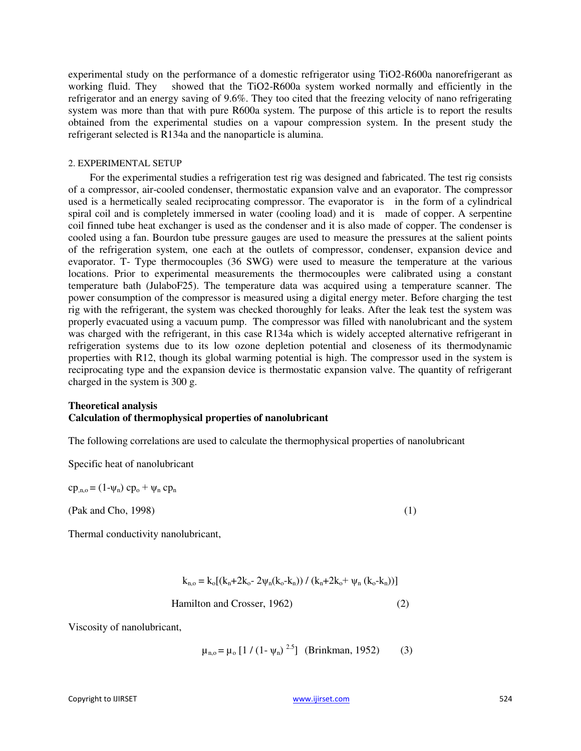experimental study on the performance of a domestic refrigerator using $TiO_2$-R600a nanorefrigerant as working fluid. They showed that the $TiO_2$-R600a system worked normally and efficiently in the refrigerator and an energy saving of 9.6%. They too cited that the freezing velocity of nano refrigerating system was more than that with pure R600a system. The purpose of this article is to report the results obtained from the experimental studies on a vapour compression system. In the present study the refrigerant selected is R134a and the nanoparticle is alumina.

## 2. EXPERIMENTAL SETUP

For the experimental studies a refrigeration test rig was designed and fabricated. The test rig consists of a compressor, air-cooled condenser, thermostatic expansion valve and an evaporator. The compressor used is a hermetically sealed reciprocating compressor. The evaporator is in the form of a cylindrical spiral coil and is completely immersed in water (cooling load) and it is made of copper. A serpentine coil finned tube heat exchanger is used as the condenser and it is also made of copper. The condenser is cooled using a fan. Bourdon tube pressure gauges are used to measure the pressures at the salient points of the refrigeration system, one each at the outlets of compressor, condenser, expansion device and evaporator. T- Type thermocouples (36 SWG) were used to measure the temperature at the various locations. Prior to experimental measurements the thermocouples were calibrated using a constant temperature bath (JulaboF25). The temperature data was acquired using a temperature scanner. The power consumption of the compressor is measured using a digital energy meter. Before charging the test rig with the refrigerant, the system was checked thoroughly for leaks. After the leak test the system was properly evacuated using a vacuum pump. The compressor was filled with nanolubricant and the system was charged with the refrigerant, in this case R134a which is widely accepted alternative refrigerant in refrigeration systems due to its low ozone depletion potential and closeness of its thermodynamic properties with R12, though its global warming potential is high. The compressor used in the system is reciprocating type and the expansion device is thermostatic expansion valve. The quantity of refrigerant charged in the system is 300 g.

**Theoretical analysis**

**Calculation of thermophysical properties of nanolubricant**

The following correlations are used to calculate the thermophysical properties of nanolubricant

Specific heat of nanolubricant

$$cp_{,n,o} = (1-\psi_n)\, cp_o + \psi_n\, cp_n$$

(Pak and Cho, 1998) (1)

Thermal conductivity nanolubricant,

$$k_{n,o} = k_o[(k_n+2k_o- 2\psi_n(k_o-k_n)) / (k_n+2k_o+ \psi_n (k_o-k_n))]$$

Hamilton and Crosser, 1962) (2)

Viscosity of nanolubricant,

$$\mu_{n,o} = \mu_o \left[1 / (1- \psi_n)^{2.5}\right]$$ (Brinkman, 1952) (3)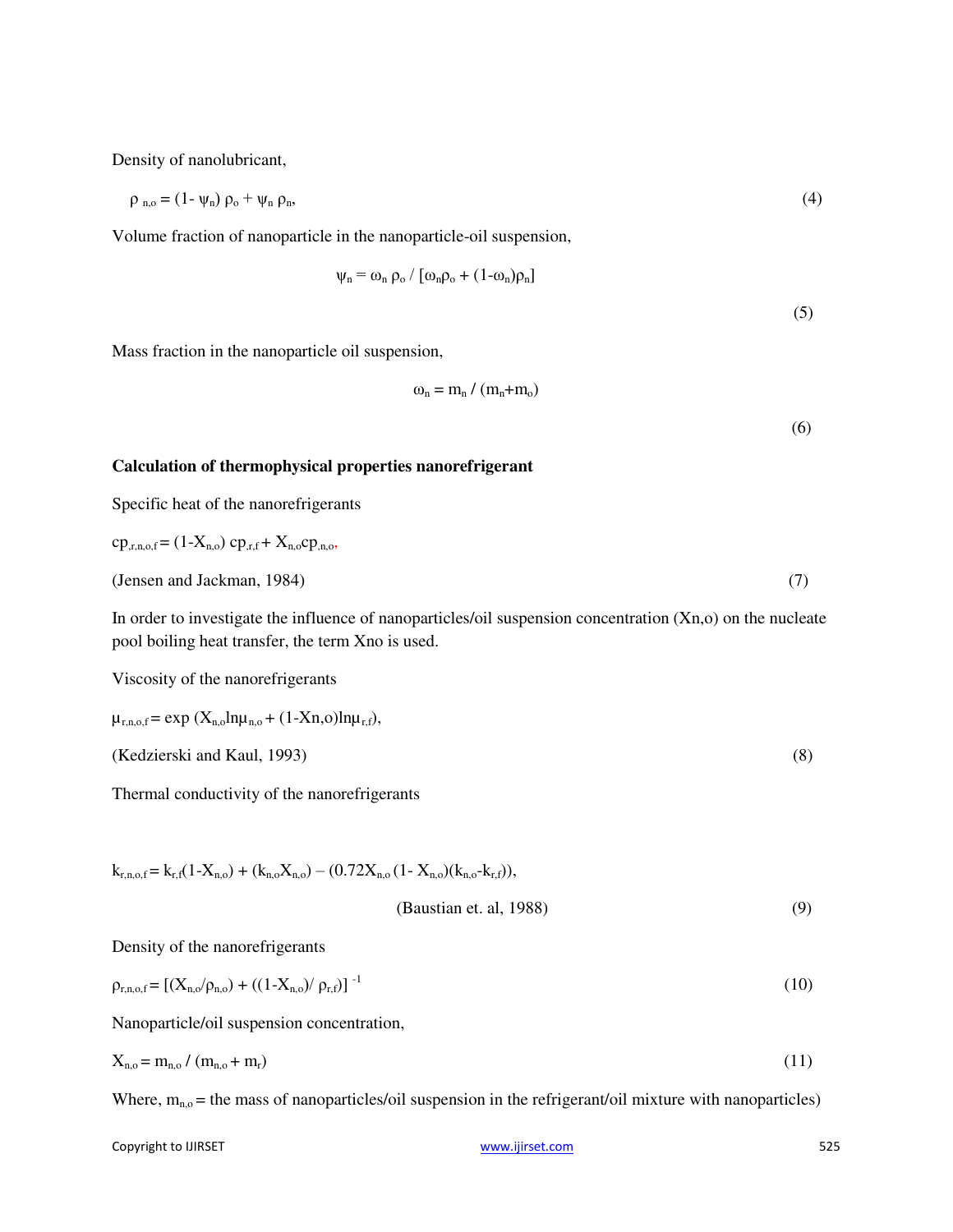Density of nanolubricant,

$$\rho_{n,o} = (1-\psi_n)\,\rho_o + \psi_n\,\rho_n, \tag{4}$$

Volume fraction of nanoparticle in the nanoparticle-oil suspension,

$$\psi_n = \omega_n\,\rho_o / [\omega_n\rho_o + (1-\omega_n)\rho_n] \tag{5}$$

Mass fraction in the nanoparticle oil suspension,

$$\omega_n = m_n / (m_n + m_o) \tag{6}$$

**Calculation of thermophysical properties nanorefrigerant**

Specific heat of the nanorefrigerants

$$cp_{,r,n,o,f} = (1-X_{n,o})\,cp_{,r,f} + X_{n,o}cp_{,n,o},$$

(Jensen and Jackman, 1984) (7)

In order to investigate the influence of nanoparticles/oil suspension concentration (Xn,o) on the nucleate pool boiling heat transfer, the term Xno is used.

Viscosity of the nanorefrigerants

$$\mu_{r,n,o,f} = \exp\,(X_{n,o}\ln\mu_{n,o} + (1-X_{n,o})\ln\mu_{r,f}),$$

(Kedzierski and Kaul, 1993) (8)

Thermal conductivity of the nanorefrigerants

$$k_{r,n,o,f} = k_{r,f}(1-X_{n,o}) + (k_{n,o}X_{n,o}) - (0.72X_{n,o}\,(1-X_{n,o})(k_{n,o}-k_{r,f})),$$

(Baustian et. al, 1988) (9)

Density of the nanorefrigerants

$$\rho_{r,n,o,f} = [(X_{n,o}/\rho_{n,o}) + ((1-X_{n,o})/\,\rho_{r,f})]^{-1} \tag{10}$$

Nanoparticle/oil suspension concentration,

$$X_{n,o} = m_{n,o} / (m_{n,o} + m_r) \tag{11}$$

Where, $m_{n,o}$ = the mass of nanoparticles/oil suspension in the refrigerant/oil mixture with nanoparticles)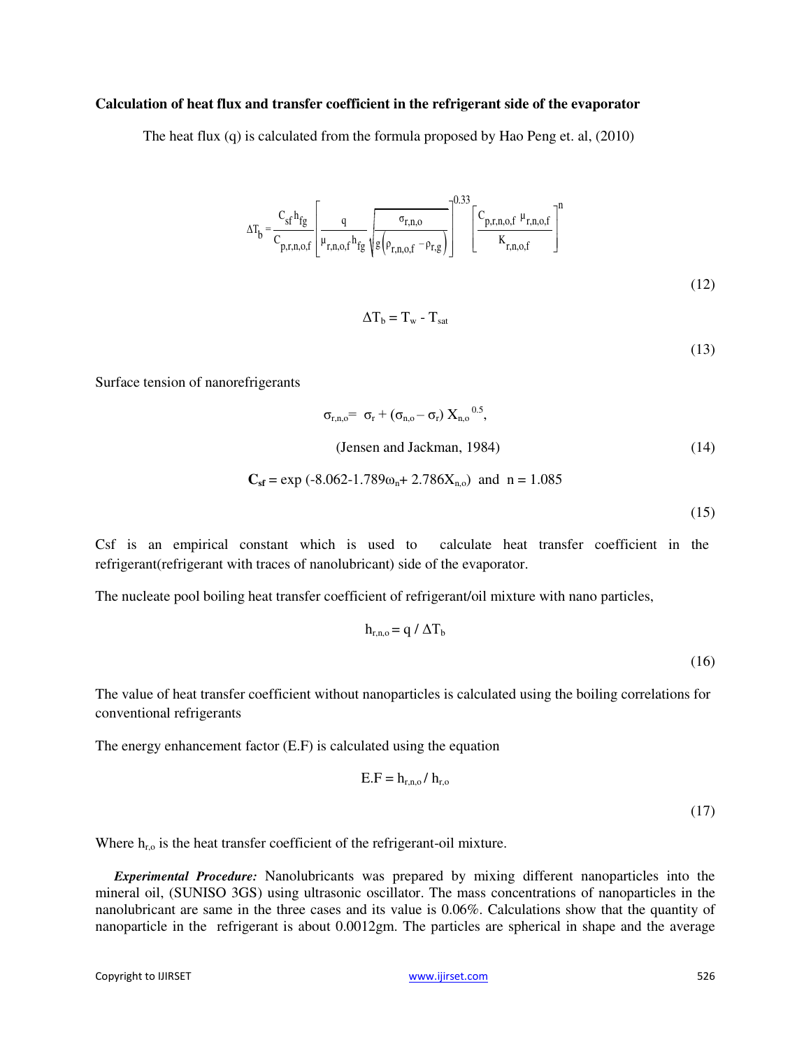**Calculation of heat flux and transfer coefficient in the refrigerant side of the evaporator**

The heat flux (q) is calculated from the formula proposed by Hao Peng et. al, (2010)

$$\Delta T_b = \frac{C_{sf} h_{fg}}{C_{p,r,n,o,f}} \left[ \frac{q}{\mu_{r,n,o,f} h_{fg}} \sqrt{\frac{\sigma_{r,n,o}}{g\left(\rho_{r,n,o,f} - \rho_{r,g}\right)}} \right]^{0.33} \left[ \frac{C_{p,r,n,o,f}\ \mu_{r,n,o,f}}{K_{r,n,o,f}} \right]^{n} \tag{12}$$

$$\Delta T_b = T_w - T_{sat} \tag{13}$$

Surface tension of nanorefrigerants

$$\sigma_{r,n,o} = \sigma_r + (\sigma_{n,o} - \sigma_r)\, X_{n,o}^{\ 0.5},$$

(Jensen and Jackman, 1984) (14)

$$\mathbf{C_{sf}} = \exp\,(-8.062 - 1.789\omega_n + 2.786X_{n,o}) \ \text{ and } \ n = 1.085 \tag{15}$$

Csf is an empirical constant which is used to calculate heat transfer coefficient in the refrigerant(refrigerant with traces of nanolubricant) side of the evaporator.

The nucleate pool boiling heat transfer coefficient of refrigerant/oil mixture with nano particles,

$$h_{r,n,o} = q / \Delta T_b \tag{16}$$

The value of heat transfer coefficient without nanoparticles is calculated using the boiling correlations for conventional refrigerants

The energy enhancement factor (E.F) is calculated using the equation

$$E.F = h_{r,n,o} / h_{r,o} \tag{17}$$

Where $h_{r,o}$ is the heat transfer coefficient of the refrigerant-oil mixture.

***Experimental Procedure:*** Nanolubricants was prepared by mixing different nanoparticles into the mineral oil, (SUNISO 3GS) using ultrasonic oscillator. The mass concentrations of nanoparticles in the nanolubricant are same in the three cases and its value is 0.06%. Calculations show that the quantity of nanoparticle in the refrigerant is about 0.0012gm. The particles are spherical in shape and the average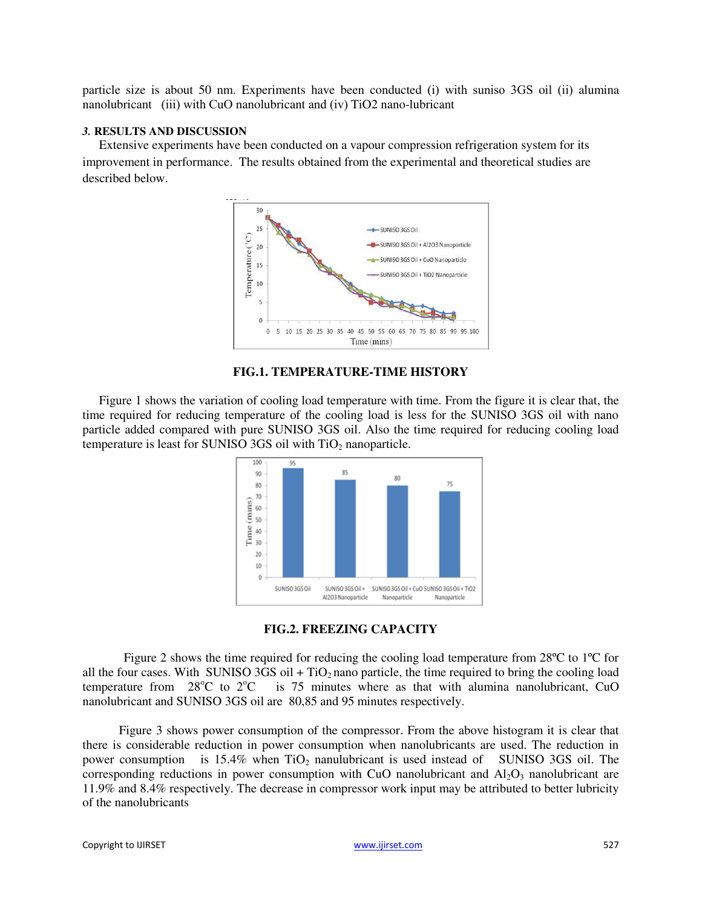particle size is about 50 nm. Experiments have been conducted (i) with suniso 3GS oil (ii) alumina nanolubricant (iii) with CuO nanolubricant and (iv) TiO2 nano-lubricant

### *3.* RESULTS AND DISCUSSION

Extensive experiments have been conducted on a vapour compression refrigeration system for its improvement in performance. The results obtained from the experimental and theoretical studies are described below.

**FIG.1. TEMPERATURE-TIME HISTORY**

Figure 1 shows the variation of cooling load temperature with time. From the figure it is clear that, the time required for reducing temperature of the cooling load is less for the SUNISO 3GS oil with nano particle added compared with pure SUNISO 3GS oil. Also the time required for reducing cooling load temperature is least for SUNISO 3GS oil with $TiO_2$ nanoparticle.

**FIG.2. FREEZING CAPACITY**

Figure 2 shows the time required for reducing the cooling load temperature from 28ºC to 1ºC for all the four cases. With SUNISO 3GS oil + $TiO_2$ nano particle, the time required to bring the cooling load temperature from $28^oC$ to $2^oC$ is 75 minutes where as that with alumina nanolubricant, CuO nanolubricant and SUNISO 3GS oil are 80,85 and 95 minutes respectively.

Figure 3 shows power consumption of the compressor. From the above histogram it is clear that there is considerable reduction in power consumption when nanolubricants are used. The reduction in power consumption is 15.4% when $TiO_2$ nanulubricant is used instead of SUNISO 3GS oil. The corresponding reductions in power consumption with CuO nanolubricant and $Al_2O_3$ nanolubricant are 11.9% and 8.4% respectively. The decrease in compressor work input may be attributed to better lubricity of the nanolubricants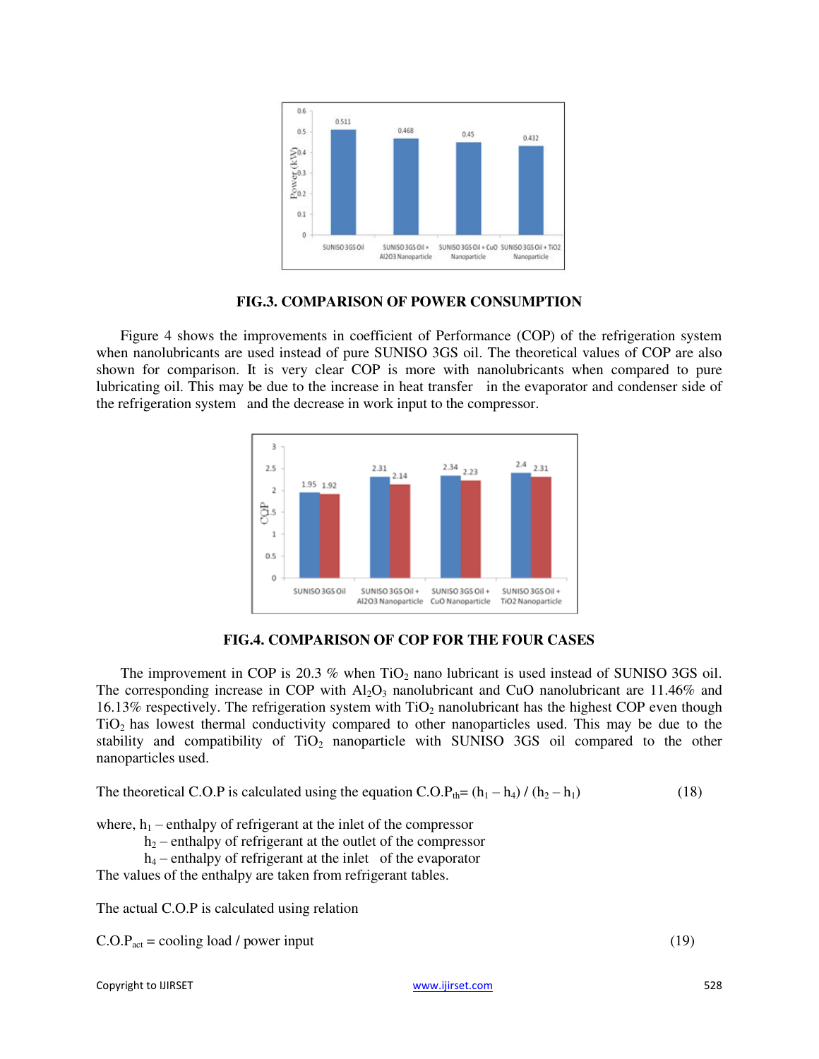**FIG.3. COMPARISON OF POWER CONSUMPTION**

Figure 4 shows the improvements in coefficient of Performance (COP) of the refrigeration system when nanolubricants are used instead of pure SUNISO 3GS oil. The theoretical values of COP are also shown for comparison. It is very clear COP is more with nanolubricants when compared to pure lubricating oil. This may be due to the increase in heat transfer in the evaporator and condenser side of the refrigeration system and the decrease in work input to the compressor.

**FIG.4. COMPARISON OF COP FOR THE FOUR CASES**

The improvement in COP is 20.3 % when $TiO_2$ nano lubricant is used instead of SUNISO 3GS oil. The corresponding increase in COP with $Al_2O_3$ nanolubricant and CuO nanolubricant are 11.46% and 16.13% respectively. The refrigeration system with $TiO_2$ nanolubricant has the highest COP even though $TiO_2$ has lowest thermal conductivity compared to other nanoparticles used. This may be due to the stability and compatibility of $TiO_2$ nanoparticle with SUNISO 3GS oil compared to the other nanoparticles used.

The theoretical C.O.P is calculated using the equation $C.O.P_{th} = (h_1 - h_4) / (h_2 - h_1)$ (18)

where, $h_1$ – enthalpy of refrigerant at the inlet of the compressor

$h_2$ – enthalpy of refrigerant at the outlet of the compressor

$h_4$ – enthalpy of refrigerant at the inlet of the evaporator

The values of the enthalpy are taken from refrigerant tables.

The actual C.O.P is calculated using relation

$C.O.P_{act}$ = cooling load / power input (19)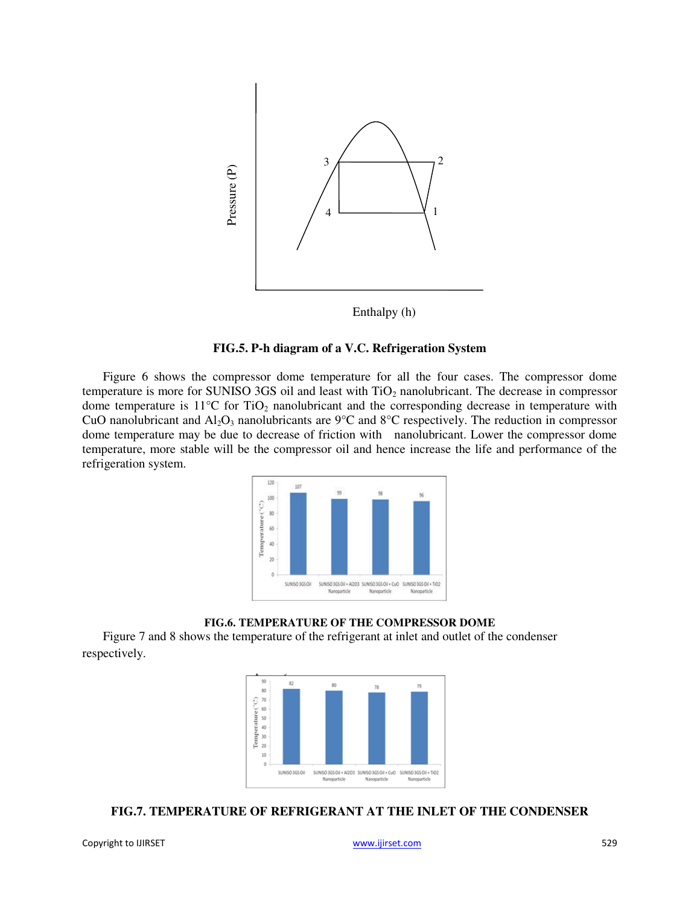**FIG.5. P-h diagram of a V.C. Refrigeration System**

Figure 6 shows the compressor dome temperature for all the four cases. The compressor dome temperature is more for SUNISO 3GS oil and least with $TiO_2$ nanolubricant. The decrease in compressor dome temperature is 11°C for $TiO_2$ nanolubricant and the corresponding decrease in temperature with CuO nanolubricant and $Al_2O_3$ nanolubricants are 9°C and 8°C respectively. The reduction in compressor dome temperature may be due to decrease of friction with nanolubricant. Lower the compressor dome temperature, more stable will be the compressor oil and hence increase the life and performance of the refrigeration system.

**FIG.6. TEMPERATURE OF THE COMPRESSOR DOME**

Figure 7 and 8 shows the temperature of the refrigerant at inlet and outlet of the condenser respectively.

**FIG.7. TEMPERATURE OF REFRIGERANT AT THE INLET OF THE CONDENSER**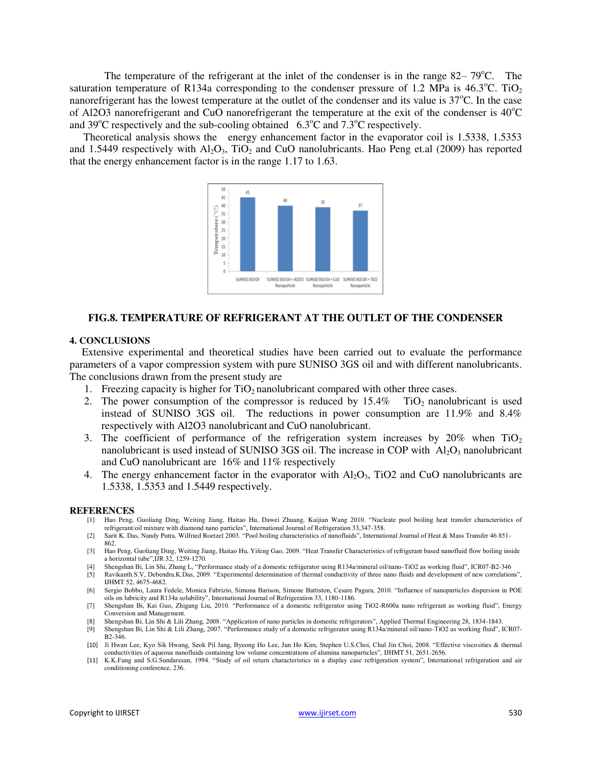The temperature of the refrigerant at the inlet of the condenser is in the range 82– 79°C. The saturation temperature of R134a corresponding to the condenser pressure of 1.2 MPa is 46.3°C. $TiO_2$ nanorefrigerant has the lowest temperature at the outlet of the condenser and its value is 37°C. In the case of Al2O3 nanorefrigerant and CuO nanorefrigerant the temperature at the exit of the condenser is 40°C and 39°C respectively and the sub-cooling obtained 6.3°C and 7.3°C respectively.

Theoretical analysis shows the energy enhancement factor in the evaporator coil is 1.5338, 1.5353 and 1.5449 respectively with $Al_2O_3$, $TiO_2$ and CuO nanolubricants. Hao Peng et.al (2009) has reported that the energy enhancement factor is in the range 1.17 to 1.63.

Temperature (°C)
50
45
40
35
30
25
20
15
10
5
0
45
40
39
37
SUNISO 3GS Oil
SUNISO 3GS Oil + Al2O3 Nanoparticle
SUNISO 3GS Oil + CuO Nanoparticle
SUNISO 3GS Oil + TiO2 Nanoparticle

**FIG.8. TEMPERATURE OF REFRIGERANT AT THE OUTLET OF THE CONDENSER**

## 4. CONCLUSIONS

Extensive experimental and theoretical studies have been carried out to evaluate the performance parameters of a vapor compression system with pure SUNISO 3GS oil and with different nanolubricants. The conclusions drawn from the present study are

1. Freezing capacity is higher for $TiO_2$ nanolubricant compared with other three cases.
2. The power consumption of the compressor is reduced by 15.4% $TiO_2$ nanolubricant is used instead of SUNISO 3GS oil. The reductions in power consumption are 11.9% and 8.4% respectively with Al2O3 nanolubricant and CuO nanolubricant.
3. The coefficient of performance of the refrigeration system increases by 20% when $TiO_2$ nanolubricant is used instead of SUNISO 3GS oil. The increase in COP with $Al_2O_3$ nanolubricant and CuO nanolubricant are 16% and 11% respectively
4. The energy enhancement factor in the evaporator with $Al_2O_3$, TiO2 and CuO nanolubricants are 1.5338, 1.5353 and 1.5449 respectively.

## REFERENCES

[1] Hao Peng, Guoliang Ding, Weiting Jiang, Haitao Hu, Dawei Zhuang, Kaijian Wang 2010. "Nucleate pool boiling heat transfer characteristics of refrigerant/oil mixture with diamond nano particles", International Journal of Refrigeration 33,347-358.

[2] Sarit K. Das, Nandy Putra, Wilfried Roetzel 2003. "Pool boiling characteristics of nanofluids", International Journal of Heat & Mass Transfer 46 851-862.

[3] Hao Peng, Guoliang Ding, Weiting Jiang, Haitao Hu, Yifeng Gao, 2009. "Heat Transfer Characteristics of refrigerant based nanofluid flow boiling inside a horizontal tube",IJR 32, 1259-1270.

[4] Shengshan Bi, Lin Shi, Zhang L, "Performance study of a domestic refrigerator using R134a/mineral oil/nano-TiO2 as working fluid", ICR07-B2-346

[5] Ravikanth.S.V, Debendra.K.Das, 2009. "Experimental determination of thermal conductivity of three nano fluids and development of new correlations", IJHMT 52, 4675-4682.

[6] Sergio Bobbo, Laura Fedele, Monica Fabrizio, Simona Barison, Simone Battiston, Cesare Pagura, 2010. "Influence of nanoparticles dispersion in POE oils on lubricity and R134a solubility", International Journal of Refrigeration 33, 1180-1186.

[7] Shengshan Bi, Kai Guo, Zhigang Liu, 2010. "Performance of a domestic refrigerator using TiO2-R600a nano refrigerant as working fluid", Energy Conversion and Management.

[8] Shengshan Bi, Lin Shi & Lili Zhang, 2008. "Application of nano particles in domestic refrigerators", Applied Thermal Engineering 28, 1834-1843.

[9] Shengshan Bi, Lin Shi & Lili Zhang, 2007. "Performance study of a domestic refrigerator using R134a/mineral oil/nano-TiO2 as working fluid", ICR07-B2-346.

[10] Ji Hwan Lee, Kyo Sik Hwang, Seok Pil Jang, Byeong Ho Lee, Jun Ho Kim, Stephen U.S.Choi, Chul Jin Choi, 2008. "Effective viscosities & thermal conductivities of aqueous nanofluids containing low volume concentrations of alumina nanoparticles", IJHMT 51, 2651-2656.

[11] K.K.Fung and S.G.Sundaresan, 1994. "Study of oil return characteristics in a display case refrigeration system", International refrigeration and air conditioning conference, 236.